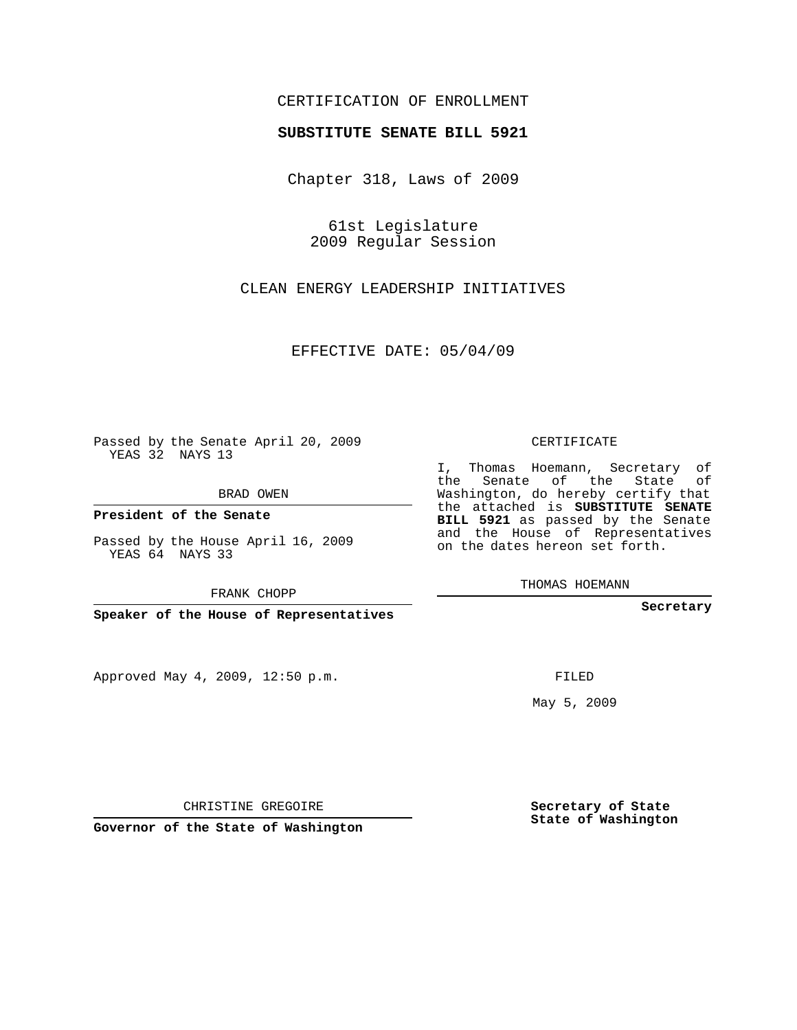CERTIFICATION OF ENROLLMENT

**SUBSTITUTE SENATE BILL 5921**

Chapter 318, Laws of 2009

61st Legislature
2009 Regular Session

CLEAN ENERGY LEADERSHIP INITIATIVES

EFFECTIVE DATE: 05/04/09

Passed by the Senate April 20, 2009
YEAS 32 NAYS 13

BRAD OWEN

**President of the Senate**

Passed by the House April 16, 2009
YEAS 64 NAYS 33

FRANK CHOPP

**Speaker of the House of Representatives**

CERTIFICATE

I, Thomas Hoemann, Secretary of the Senate of the State of Washington, do hereby certify that the attached is **SUBSTITUTE SENATE BILL 5921** as passed by the Senate and the House of Representatives on the dates hereon set forth.

THOMAS HOEMANN

**Secretary**

Approved May 4, 2009, 12:50 p.m.

FILED

May 5, 2009

CHRISTINE GREGOIRE

**Governor of the State of Washington**

**Secretary of State**
**State of Washington**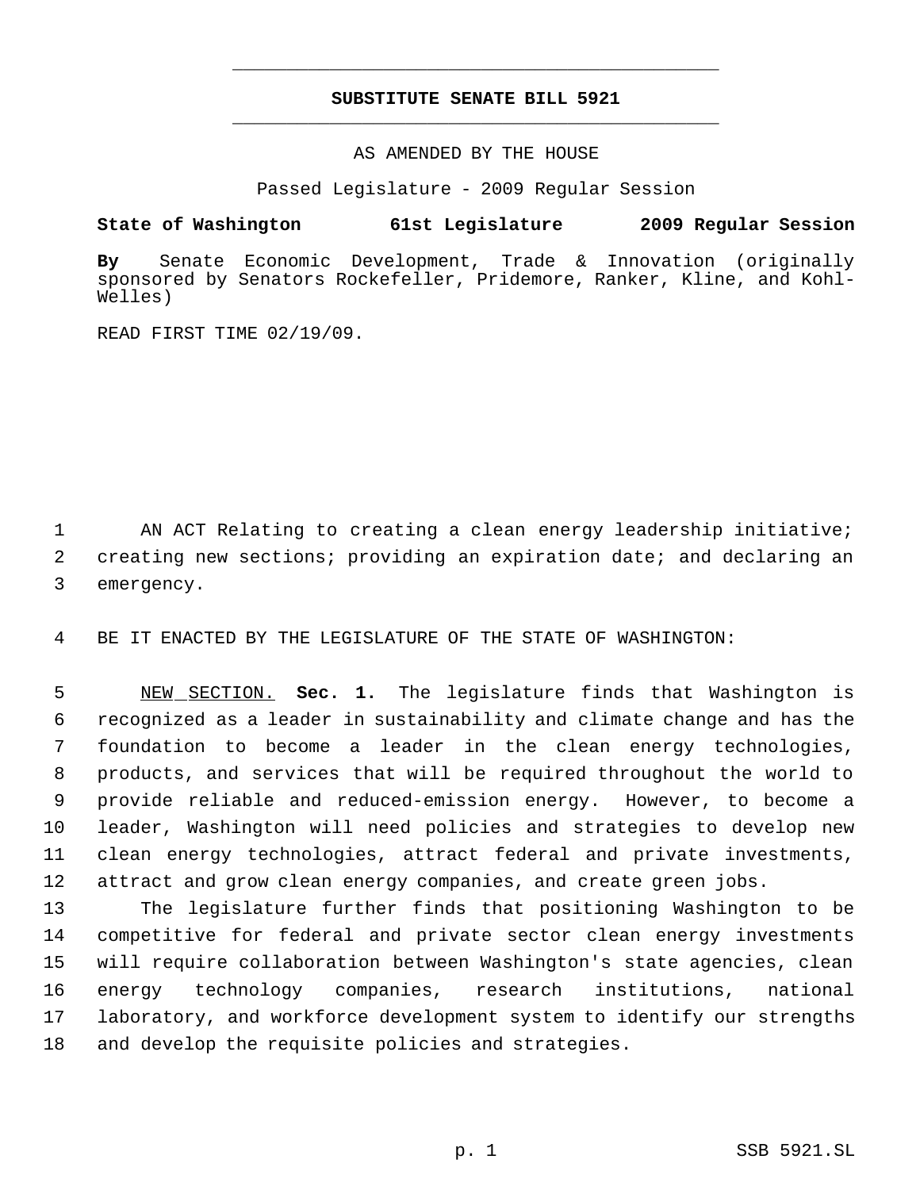# SUBSTITUTE SENATE BILL 5921

AS AMENDED BY THE HOUSE

Passed Legislature - 2009 Regular Session

**State of Washington 61st Legislature 2009 Regular Session**

**By** Senate Economic Development, Trade & Innovation (originally sponsored by Senators Rockefeller, Pridemore, Ranker, Kline, and Kohl-Welles)

READ FIRST TIME 02/19/09.

AN ACT Relating to creating a clean energy leadership initiative; creating new sections; providing an expiration date; and declaring an emergency.

BE IT ENACTED BY THE LEGISLATURE OF THE STATE OF WASHINGTON:

NEW SECTION. **Sec. 1.** The legislature finds that Washington is recognized as a leader in sustainability and climate change and has the foundation to become a leader in the clean energy technologies, products, and services that will be required throughout the world to provide reliable and reduced-emission energy. However, to become a leader, Washington will need policies and strategies to develop new clean energy technologies, attract federal and private investments, attract and grow clean energy companies, and create green jobs.

The legislature further finds that positioning Washington to be competitive for federal and private sector clean energy investments will require collaboration between Washington's state agencies, clean energy technology companies, research institutions, national laboratory, and workforce development system to identify our strengths and develop the requisite policies and strategies.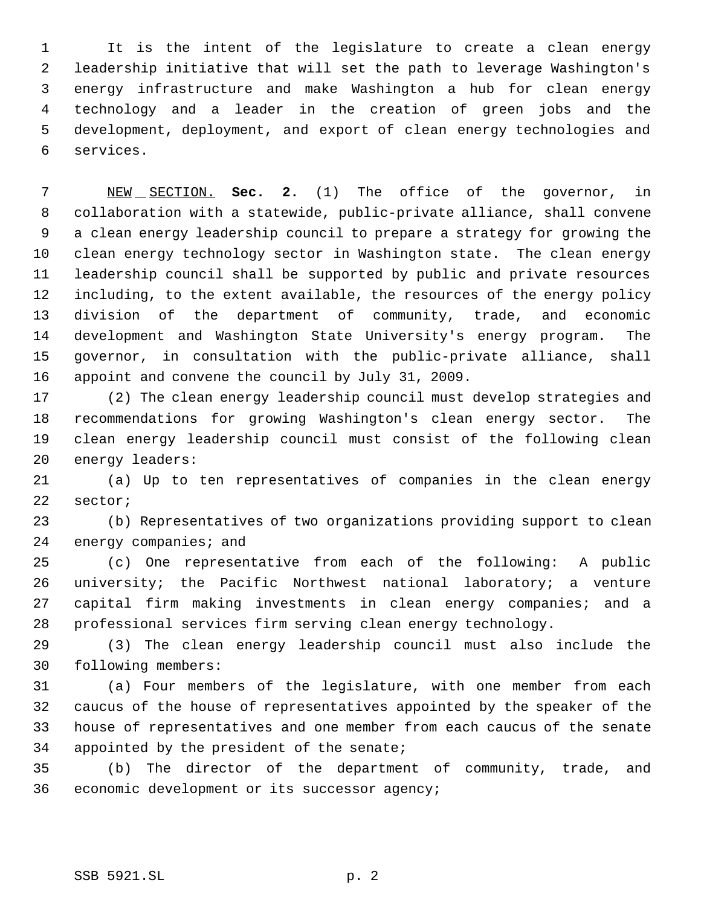It is the intent of the legislature to create a clean energy leadership initiative that will set the path to leverage Washington's energy infrastructure and make Washington a hub for clean energy technology and a leader in the creation of green jobs and the development, deployment, and export of clean energy technologies and services.

NEW SECTION. **Sec. 2.** (1) The office of the governor, in collaboration with a statewide, public-private alliance, shall convene a clean energy leadership council to prepare a strategy for growing the clean energy technology sector in Washington state. The clean energy leadership council shall be supported by public and private resources including, to the extent available, the resources of the energy policy division of the department of community, trade, and economic development and Washington State University's energy program. The governor, in consultation with the public-private alliance, shall appoint and convene the council by July 31, 2009.

(2) The clean energy leadership council must develop strategies and recommendations for growing Washington's clean energy sector. The clean energy leadership council must consist of the following clean energy leaders:

(a) Up to ten representatives of companies in the clean energy sector;

(b) Representatives of two organizations providing support to clean energy companies; and

(c) One representative from each of the following: A public university; the Pacific Northwest national laboratory; a venture capital firm making investments in clean energy companies; and a professional services firm serving clean energy technology.

(3) The clean energy leadership council must also include the following members:

(a) Four members of the legislature, with one member from each caucus of the house of representatives appointed by the speaker of the house of representatives and one member from each caucus of the senate appointed by the president of the senate;

(b) The director of the department of community, trade, and economic development or its successor agency;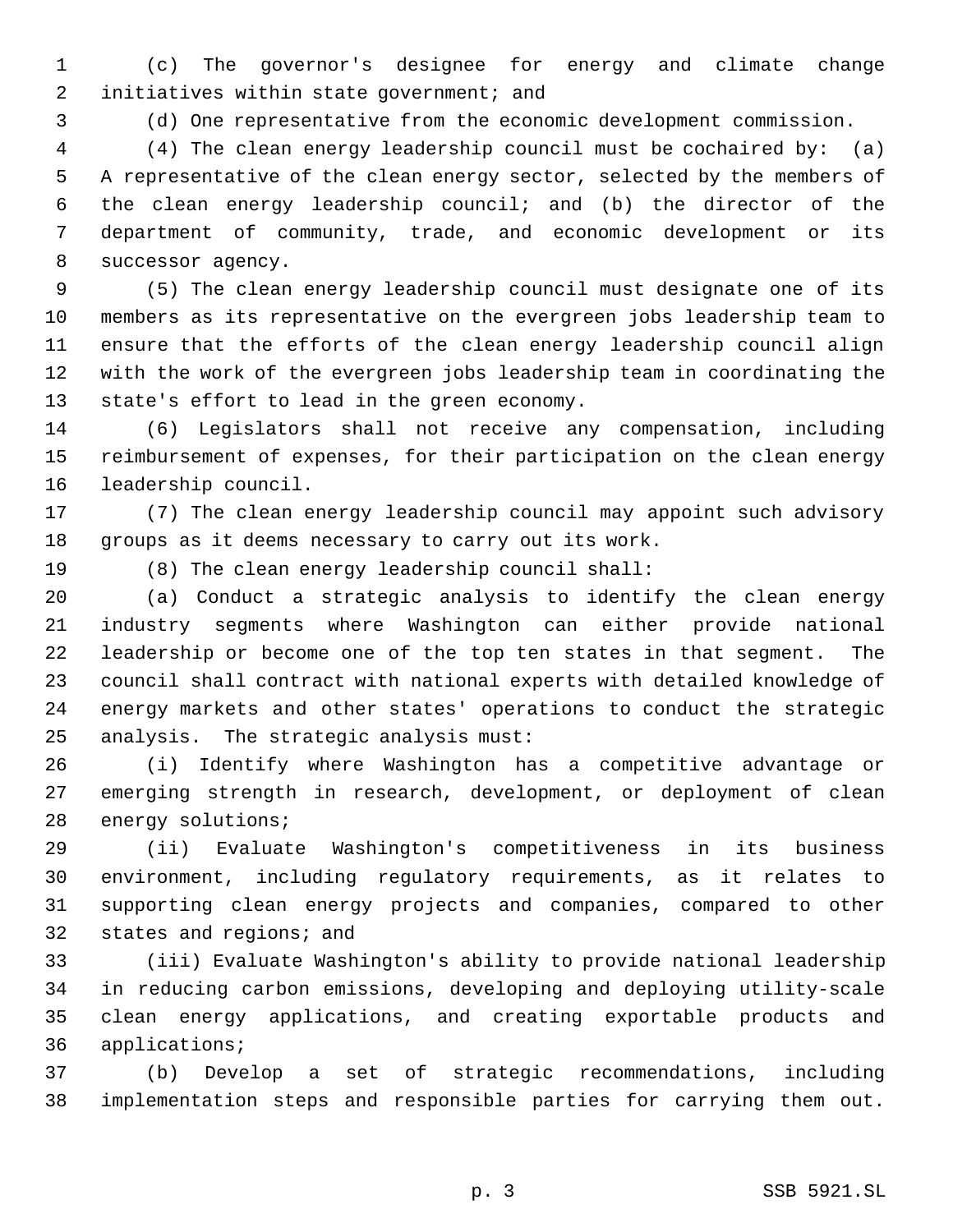(c) The governor's designee for energy and climate change initiatives within state government; and

(d) One representative from the economic development commission.

(4) The clean energy leadership council must be cochaired by: (a) A representative of the clean energy sector, selected by the members of the clean energy leadership council; and (b) the director of the department of community, trade, and economic development or its successor agency.

(5) The clean energy leadership council must designate one of its members as its representative on the evergreen jobs leadership team to ensure that the efforts of the clean energy leadership council align with the work of the evergreen jobs leadership team in coordinating the state's effort to lead in the green economy.

(6) Legislators shall not receive any compensation, including reimbursement of expenses, for their participation on the clean energy leadership council.

(7) The clean energy leadership council may appoint such advisory groups as it deems necessary to carry out its work.

(8) The clean energy leadership council shall:

(a) Conduct a strategic analysis to identify the clean energy industry segments where Washington can either provide national leadership or become one of the top ten states in that segment. The council shall contract with national experts with detailed knowledge of energy markets and other states' operations to conduct the strategic analysis. The strategic analysis must:

(i) Identify where Washington has a competitive advantage or emerging strength in research, development, or deployment of clean energy solutions;

(ii) Evaluate Washington's competitiveness in its business environment, including regulatory requirements, as it relates to supporting clean energy projects and companies, compared to other states and regions; and

(iii) Evaluate Washington's ability to provide national leadership in reducing carbon emissions, developing and deploying utility-scale clean energy applications, and creating exportable products and applications;

(b) Develop a set of strategic recommendations, including implementation steps and responsible parties for carrying them out.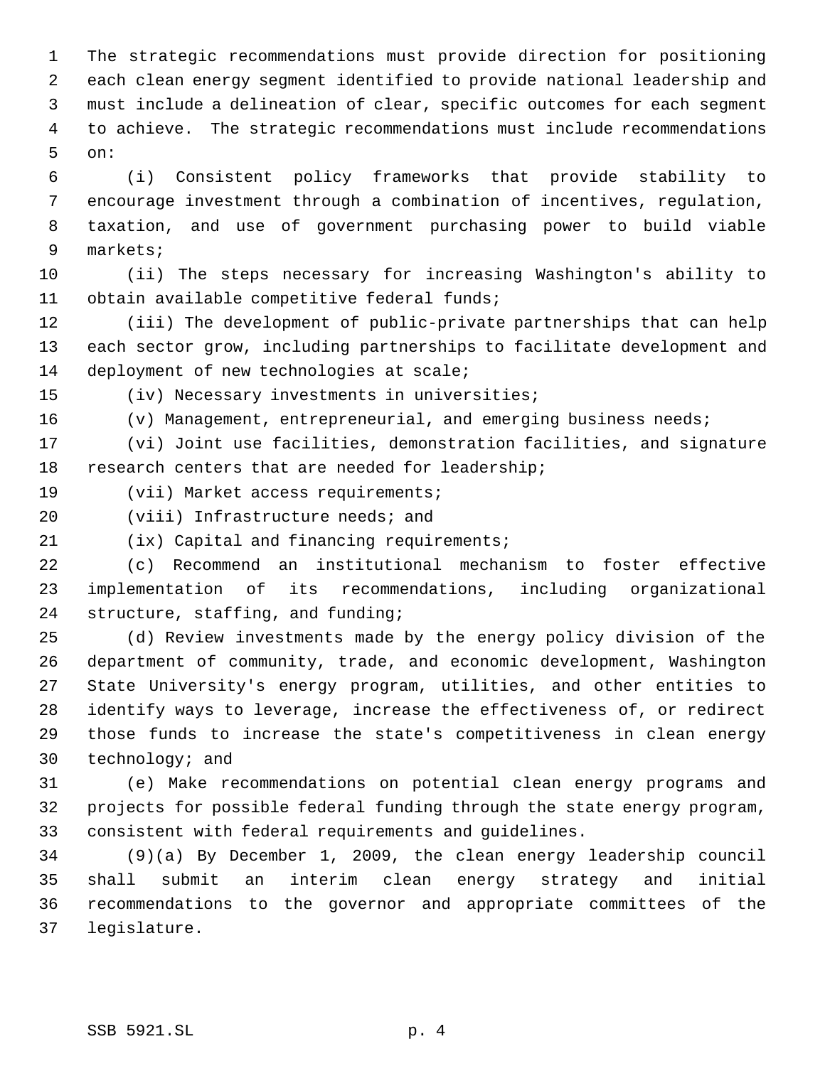The strategic recommendations must provide direction for positioning each clean energy segment identified to provide national leadership and must include a delineation of clear, specific outcomes for each segment to achieve. The strategic recommendations must include recommendations on:

(i) Consistent policy frameworks that provide stability to encourage investment through a combination of incentives, regulation, taxation, and use of government purchasing power to build viable markets;

(ii) The steps necessary for increasing Washington's ability to obtain available competitive federal funds;

(iii) The development of public-private partnerships that can help each sector grow, including partnerships to facilitate development and deployment of new technologies at scale;

(iv) Necessary investments in universities;

(v) Management, entrepreneurial, and emerging business needs;

(vi) Joint use facilities, demonstration facilities, and signature research centers that are needed for leadership;

(vii) Market access requirements;

(viii) Infrastructure needs; and

(ix) Capital and financing requirements;

(c) Recommend an institutional mechanism to foster effective implementation of its recommendations, including organizational structure, staffing, and funding;

(d) Review investments made by the energy policy division of the department of community, trade, and economic development, Washington State University's energy program, utilities, and other entities to identify ways to leverage, increase the effectiveness of, or redirect those funds to increase the state's competitiveness in clean energy technology; and

(e) Make recommendations on potential clean energy programs and projects for possible federal funding through the state energy program, consistent with federal requirements and guidelines.

(9)(a) By December 1, 2009, the clean energy leadership council shall submit an interim clean energy strategy and initial recommendations to the governor and appropriate committees of the legislature.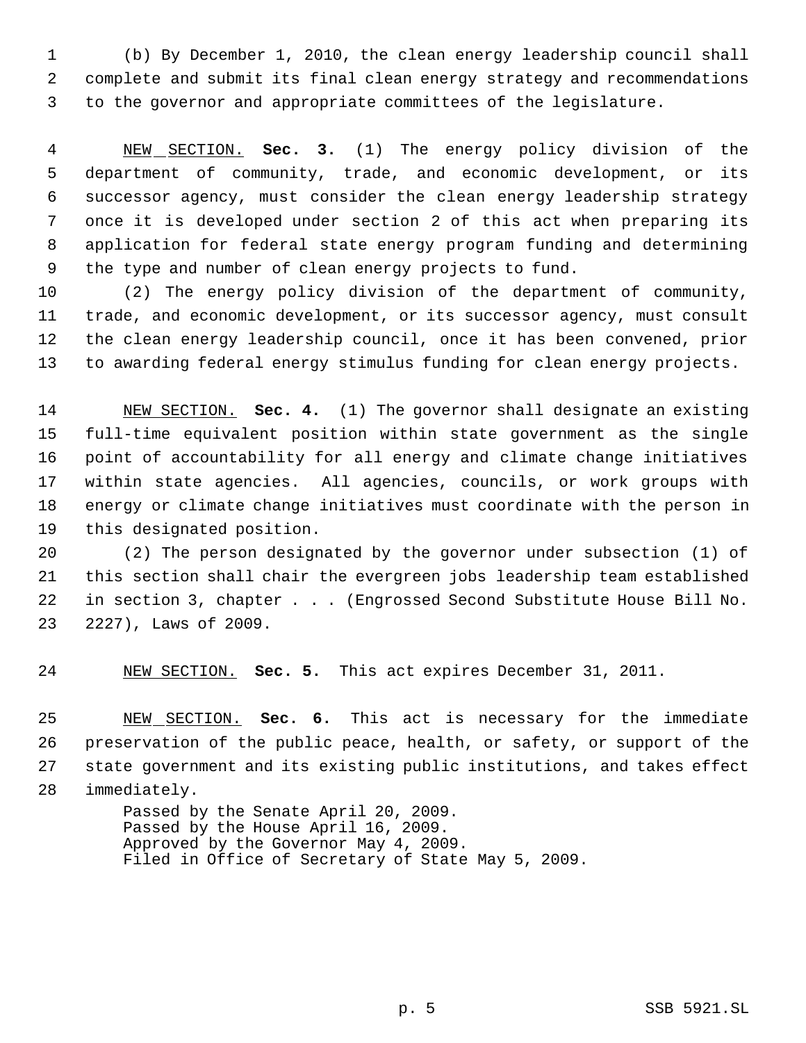(b) By December 1, 2010, the clean energy leadership council shall complete and submit its final clean energy strategy and recommendations to the governor and appropriate committees of the legislature.

NEW SECTION. **Sec. 3.** (1) The energy policy division of the department of community, trade, and economic development, or its successor agency, must consider the clean energy leadership strategy once it is developed under section 2 of this act when preparing its application for federal state energy program funding and determining the type and number of clean energy projects to fund.

(2) The energy policy division of the department of community, trade, and economic development, or its successor agency, must consult the clean energy leadership council, once it has been convened, prior to awarding federal energy stimulus funding for clean energy projects.

NEW SECTION. **Sec. 4.** (1) The governor shall designate an existing full-time equivalent position within state government as the single point of accountability for all energy and climate change initiatives within state agencies. All agencies, councils, or work groups with energy or climate change initiatives must coordinate with the person in this designated position.

(2) The person designated by the governor under subsection (1) of this section shall chair the evergreen jobs leadership team established in section 3, chapter . . . (Engrossed Second Substitute House Bill No. 2227), Laws of 2009.

NEW SECTION. **Sec. 5.** This act expires December 31, 2011.

NEW SECTION. **Sec. 6.** This act is necessary for the immediate preservation of the public peace, health, or safety, or support of the state government and its existing public institutions, and takes effect immediately.

Passed by the Senate April 20, 2009.
Passed by the House April 16, 2009.
Approved by the Governor May 4, 2009.
Filed in Office of Secretary of State May 5, 2009.